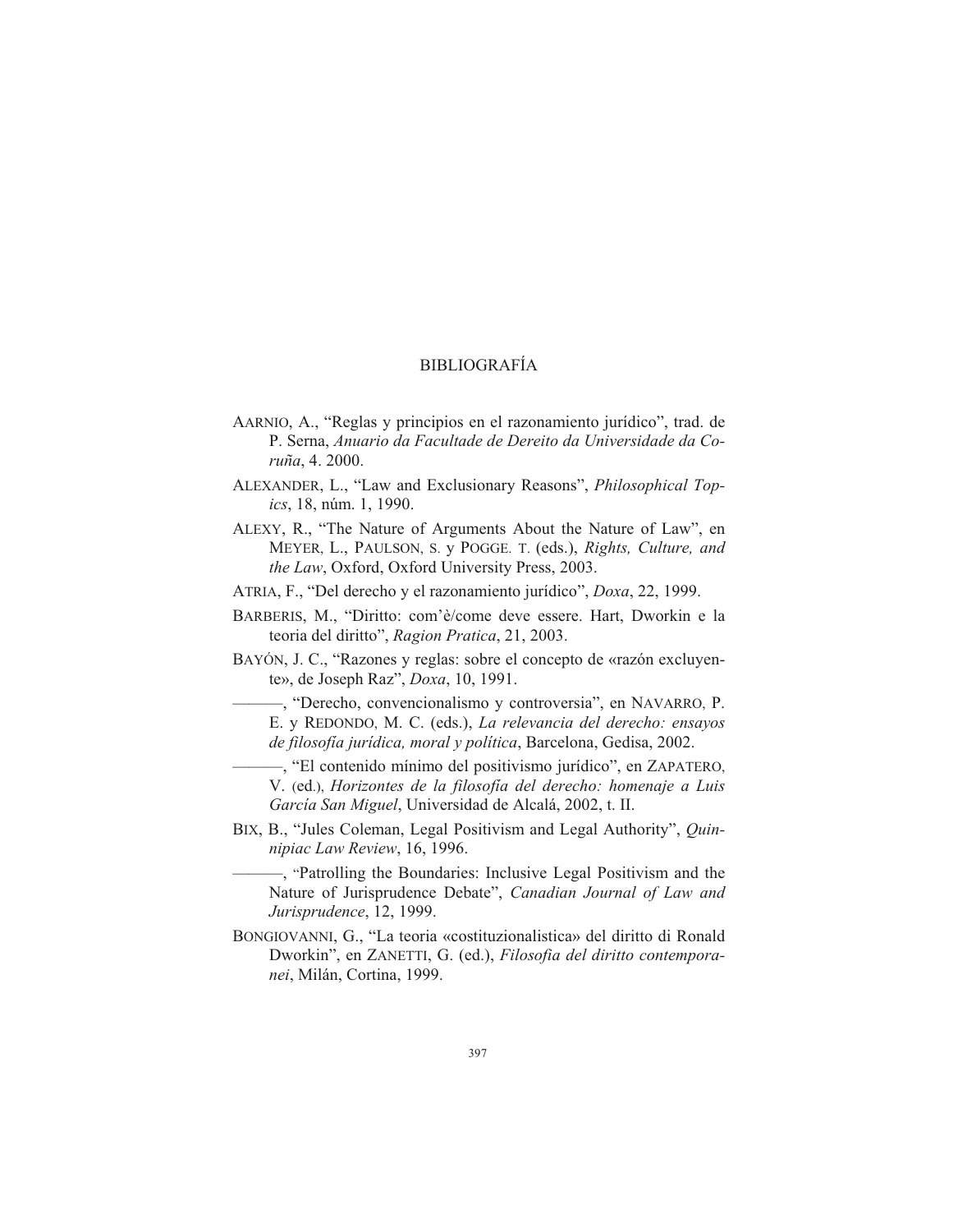# BIBLIOGRAFÍA

AARNIO, A., "Reglas y principios en el razonamiento jurídico", trad. de P. Serna, *Anuario da Facultade de Dereito da Universidade da Coruña*, 4. 2000.

ALEXANDER, L., "Law and Exclusionary Reasons", *Philosophical Topics*, 18, núm. 1, 1990.

ALEXY, R., "The Nature of Arguments About the Nature of Law", en MEYER, L., PAULSON, S. y POGGE. T. (eds.), *Rights, Culture, and the Law*, Oxford, Oxford University Press, 2003.

ATRIA, F., "Del derecho y el razonamiento jurídico", *Doxa*, 22, 1999.

BARBERIS, M., "Diritto: com'è/come deve essere. Hart, Dworkin e la teoria del diritto", *Ragion Pratica*, 21, 2003.

BAYÓN, J. C., "Razones y reglas: sobre el concepto de «razón excluyente», de Joseph Raz", *Doxa*, 10, 1991.

———, "Derecho, convencionalismo y controversia", en NAVARRO, P. E. y REDONDO, M. C. (eds.), *La relevancia del derecho: ensayos de filosofía jurídica, moral y política*, Barcelona, Gedisa, 2002.

———, "El contenido mínimo del positivismo jurídico", en ZAPATERO, V. (ed.), *Horizontes de la filosofía del derecho: homenaje a Luis García San Miguel*, Universidad de Alcalá, 2002, t. II.

BIX, B., "Jules Coleman, Legal Positivism and Legal Authority", *Quinnipiac Law Review*, 16, 1996.

———, "Patrolling the Boundaries: Inclusive Legal Positivism and the Nature of Jurisprudence Debate", *Canadian Journal of Law and Jurisprudence*, 12, 1999.

BONGIOVANNI, G., "La teoria «costituzionalistica» del diritto di Ronald Dworkin", en ZANETTI, G. (ed.), *Filosofia del diritto contemporanei*, Milán, Cortina, 1999.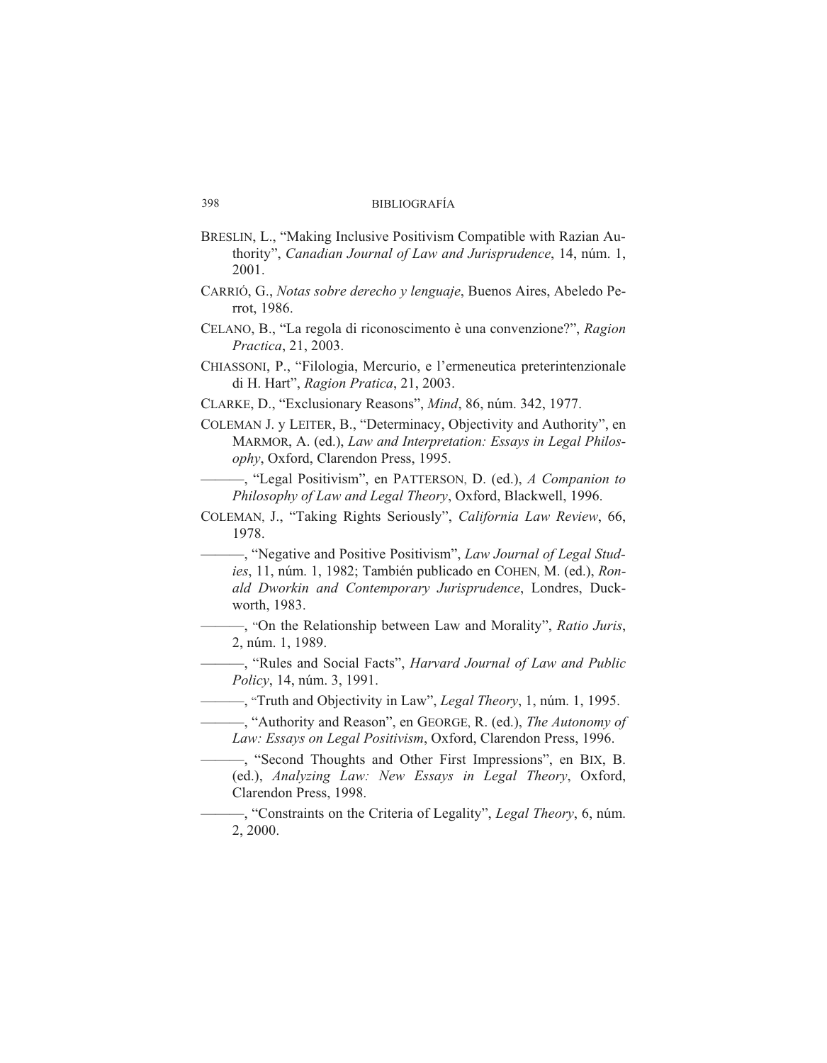BRESLIN, L., "Making Inclusive Positivism Compatible with Razian Authority", *Canadian Journal of Law and Jurisprudence*, 14, núm. 1, 2001.

CARRIÓ, G., *Notas sobre derecho y lenguaje*, Buenos Aires, Abeledo Perrot, 1986.

CELANO, B., "La regola di riconoscimento è una convenzione?", *Ragion Practica*, 21, 2003.

CHIASSONI, P., "Filologia, Mercurio, e l'ermeneutica preterintenzionale di H. Hart", *Ragion Pratica*, 21, 2003.

CLARKE, D., "Exclusionary Reasons", *Mind*, 86, núm. 342, 1977.

COLEMAN J. y LEITER, B., "Determinacy, Objectivity and Authority", en MARMOR, A. (ed.), *Law and Interpretation: Essays in Legal Philosophy*, Oxford, Clarendon Press, 1995.

———, "Legal Positivism", en PATTERSON, D. (ed.), *A Companion to Philosophy of Law and Legal Theory*, Oxford, Blackwell, 1996.

COLEMAN, J., "Taking Rights Seriously", *California Law Review*, 66, 1978.

———, "Negative and Positive Positivism", *Law Journal of Legal Studies*, 11, núm. 1, 1982; También publicado en COHEN, M. (ed.), *Ronald Dworkin and Contemporary Jurisprudence*, Londres, Duckworth, 1983.

———, "On the Relationship between Law and Morality", *Ratio Juris*, 2, núm. 1, 1989.

———, "Rules and Social Facts", *Harvard Journal of Law and Public Policy*, 14, núm. 3, 1991.

———, "Truth and Objectivity in Law", *Legal Theory*, 1, núm. 1, 1995.

———, "Authority and Reason", en GEORGE, R. (ed.), *The Autonomy of Law: Essays on Legal Positivism*, Oxford, Clarendon Press, 1996.

———, "Second Thoughts and Other First Impressions", en BIX, B. (ed.), *Analyzing Law: New Essays in Legal Theory*, Oxford, Clarendon Press, 1998.

———, "Constraints on the Criteria of Legality", *Legal Theory*, 6, núm. 2, 2000.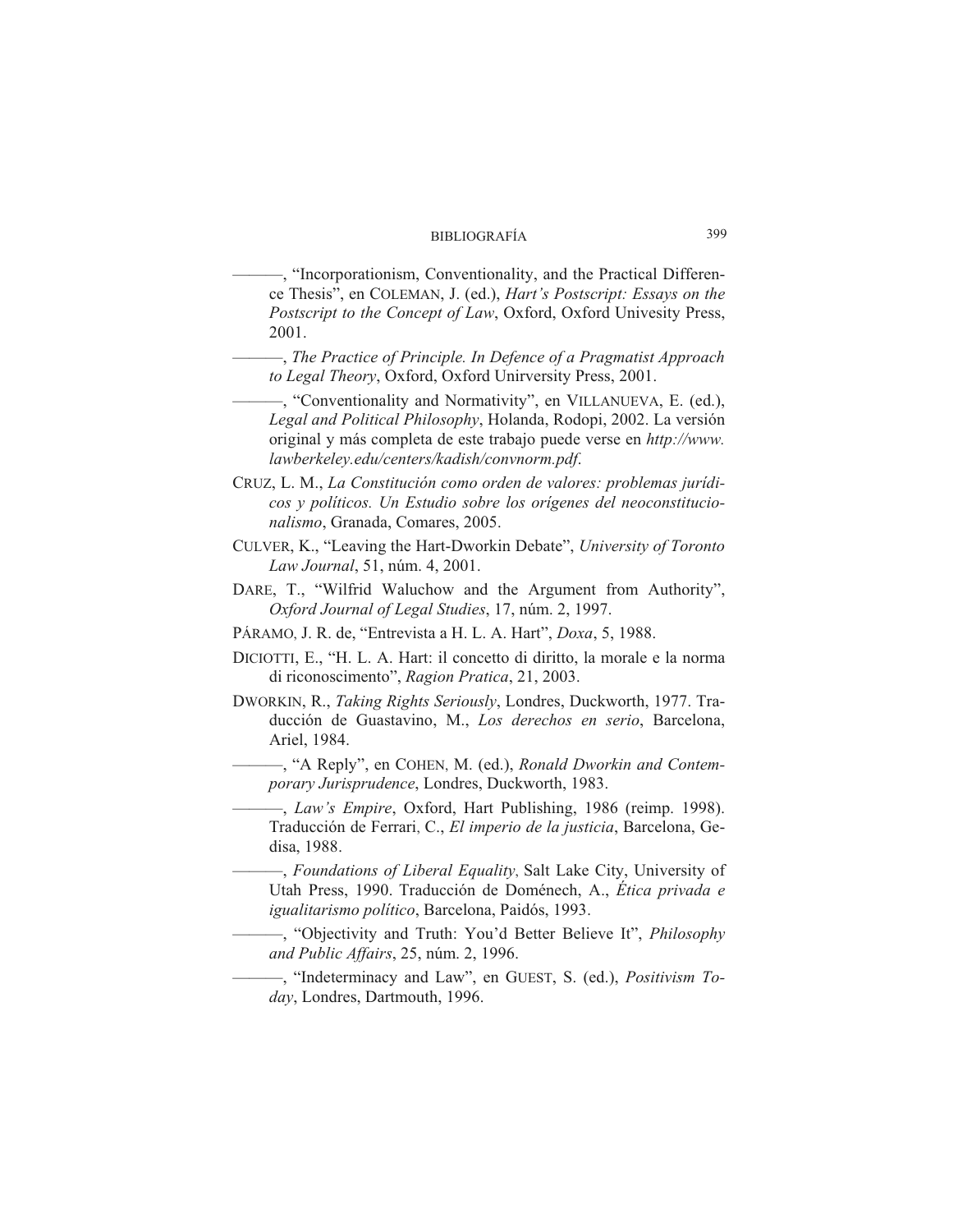———, "Incorporationism, Conventionality, and the Practical Difference Thesis", en COLEMAN, J. (ed.), *Hart's Postscript: Essays on the Postscript to the Concept of Law*, Oxford, Oxford Univesity Press, 2001.

———, *The Practice of Principle. In Defence of a Pragmatist Approach to Legal Theory*, Oxford, Oxford Unirversity Press, 2001.

———, "Conventionality and Normativity", en VILLANUEVA, E. (ed.), *Legal and Political Philosophy*, Holanda, Rodopi, 2002. La versión original y más completa de este trabajo puede verse en *http://www.lawberkeley.edu/centers/kadish/convnorm.pdf*.

CRUZ, L. M., *La Constitución como orden de valores: problemas jurídicos y políticos. Un Estudio sobre los orígenes del neoconstitucionalismo*, Granada, Comares, 2005.

CULVER, K., "Leaving the Hart-Dworkin Debate", *University of Toronto Law Journal*, 51, núm. 4, 2001.

DARE, T., "Wilfrid Waluchow and the Argument from Authority", *Oxford Journal of Legal Studies*, 17, núm. 2, 1997.

PÁRAMO, J. R. de, "Entrevista a H. L. A. Hart", *Doxa*, 5, 1988.

DICIOTTI, E., "H. L. A. Hart: il concetto di diritto, la morale e la norma di riconoscimento", *Ragion Pratica*, 21, 2003.

DWORKIN, R., *Taking Rights Seriously*, Londres, Duckworth, 1977. Traducción de Guastavino, M., *Los derechos en serio*, Barcelona, Ariel, 1984.

———, "A Reply", en COHEN, M. (ed.), *Ronald Dworkin and Contemporary Jurisprudence*, Londres, Duckworth, 1983.

———, *Law's Empire*, Oxford, Hart Publishing, 1986 (reimp. 1998). Traducción de Ferrari, C., *El imperio de la justicia*, Barcelona, Gedisa, 1988.

———, *Foundations of Liberal Equality*, Salt Lake City, University of Utah Press, 1990. Traducción de Doménech, A., *Ética privada e igualitarismo político*, Barcelona, Paidós, 1993.

———, "Objectivity and Truth: You'd Better Believe It", *Philosophy and Public Affairs*, 25, núm. 2, 1996.

———, "Indeterminacy and Law", en GUEST, S. (ed.), *Positivism Today*, Londres, Dartmouth, 1996.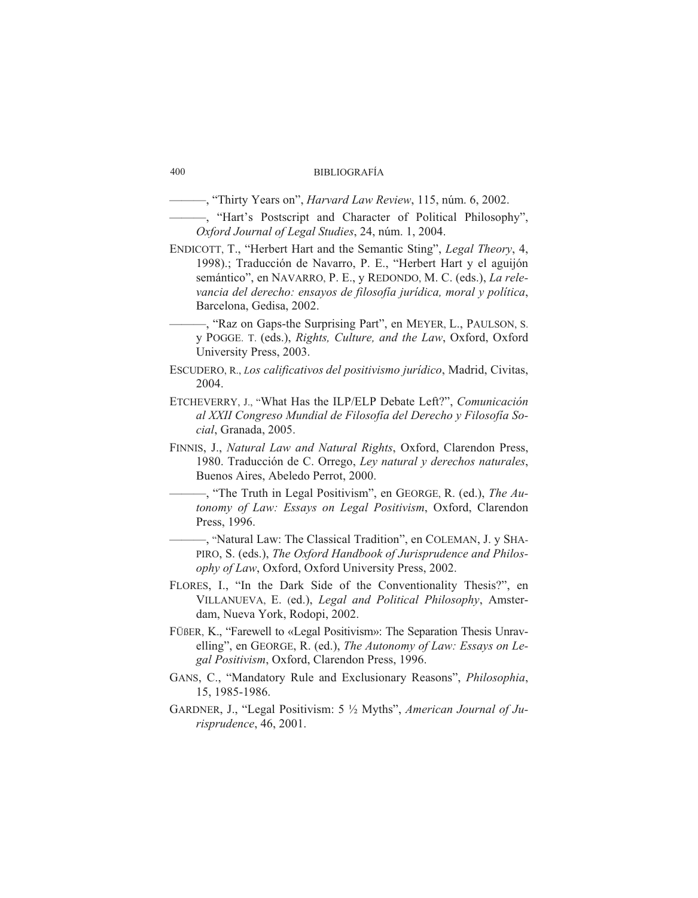———, "Thirty Years on", *Harvard Law Review*, 115, núm. 6, 2002.

———, "Hart's Postscript and Character of Political Philosophy", *Oxford Journal of Legal Studies*, 24, núm. 1, 2004.

ENDICOTT, T., "Herbert Hart and the Semantic Sting", *Legal Theory*, 4, 1998).; Traducción de Navarro, P. E., "Herbert Hart y el aguijón semántico", en NAVARRO, P. E., y REDONDO, M. C. (eds.), *La relevancia del derecho: ensayos de filosofía jurídica, moral y política*, Barcelona, Gedisa, 2002.

———, "Raz on Gaps-the Surprising Part", en MEYER, L., PAULSON, S. y POGGE. T. (eds.), *Rights, Culture, and the Law*, Oxford, Oxford University Press, 2003.

ESCUDERO, R., *Los calificativos del positivismo jurídico*, Madrid, Civitas, 2004.

ETCHEVERRY, J., "What Has the ILP/ELP Debate Left?", *Comunicación al XXII Congreso Mundial de Filosofía del Derecho y Filosofía Social*, Granada, 2005.

FINNIS, J., *Natural Law and Natural Rights*, Oxford, Clarendon Press, 1980. Traducción de C. Orrego, *Ley natural y derechos naturales*, Buenos Aires, Abeledo Perrot, 2000.

———, "The Truth in Legal Positivism", en GEORGE, R. (ed.), *The Autonomy of Law: Essays on Legal Positivism*, Oxford, Clarendon Press, 1996.

———, "Natural Law: The Classical Tradition", en COLEMAN, J. y SHAPIRO, S. (eds.), *The Oxford Handbook of Jurisprudence and Philosophy of Law*, Oxford, Oxford University Press, 2002.

FLORES, I., "In the Dark Side of the Conventionality Thesis?", en VILLANUEVA, E. (ed.), *Legal and Political Philosophy*, Amsterdam, Nueva York, Rodopi, 2002.

FÜßER, K., "Farewell to «Legal Positivism»: The Separation Thesis Unravelling", en GEORGE, R. (ed.), *The Autonomy of Law: Essays on Legal Positivism*, Oxford, Clarendon Press, 1996.

GANS, C., "Mandatory Rule and Exclusionary Reasons", *Philosophia*, 15, 1985-1986.

GARDNER, J., "Legal Positivism: 5 ½ Myths", *American Journal of Jurisprudence*, 46, 2001.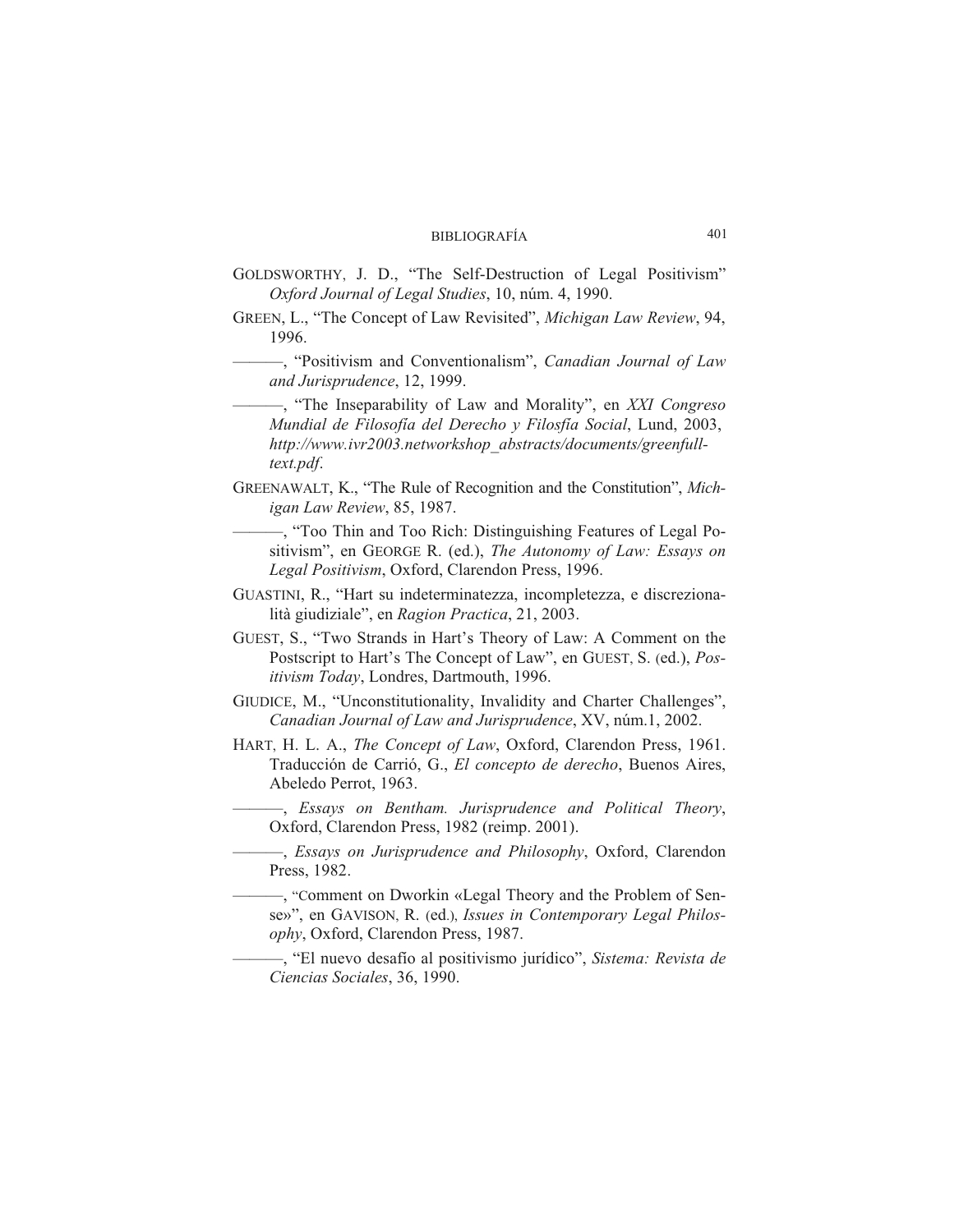GOLDSWORTHY, J. D., "The Self-Destruction of Legal Positivism" *Oxford Journal of Legal Studies*, 10, núm. 4, 1990.

GREEN, L., "The Concept of Law Revisited", *Michigan Law Review*, 94, 1996.

———, "Positivism and Conventionalism", *Canadian Journal of Law and Jurisprudence*, 12, 1999.

———, "The Inseparability of Law and Morality", en *XXI Congreso Mundial de Filosofía del Derecho y Filosfía Social*, Lund, 2003, *http://www.ivr2003.networkshop_abstracts/documents/greenfull-text.pdf*.

GREENAWALT, K., "The Rule of Recognition and the Constitution", *Michigan Law Review*, 85, 1987.

———, "Too Thin and Too Rich: Distinguishing Features of Legal Positivism", en GEORGE R. (ed.), *The Autonomy of Law: Essays on Legal Positivism*, Oxford, Clarendon Press, 1996.

GUASTINI, R., "Hart su indeterminatezza, incompletezza, e discrezionalità giudiziale", en *Ragion Practica*, 21, 2003.

GUEST, S., "Two Strands in Hart's Theory of Law: A Comment on the Postscript to Hart's The Concept of Law", en GUEST, S. (ed.), *Positivism Today*, Londres, Dartmouth, 1996.

GIUDICE, M., "Unconstitutionality, Invalidity and Charter Challenges", *Canadian Journal of Law and Jurisprudence*, XV, núm.1, 2002.

HART, H. L. A., *The Concept of Law*, Oxford, Clarendon Press, 1961. Traducción de Carrió, G., *El concepto de derecho*, Buenos Aires, Abeledo Perrot, 1963.

———, *Essays on Bentham. Jurisprudence and Political Theory*, Oxford, Clarendon Press, 1982 (reimp. 2001).

———, *Essays on Jurisprudence and Philosophy*, Oxford, Clarendon Press, 1982.

———, "Comment on Dworkin «Legal Theory and the Problem of Sense»", en GAVISON, R. (ed.), *Issues in Contemporary Legal Philosophy*, Oxford, Clarendon Press, 1987.

———, "El nuevo desafío al positivismo jurídico", *Sistema: Revista de Ciencias Sociales*, 36, 1990.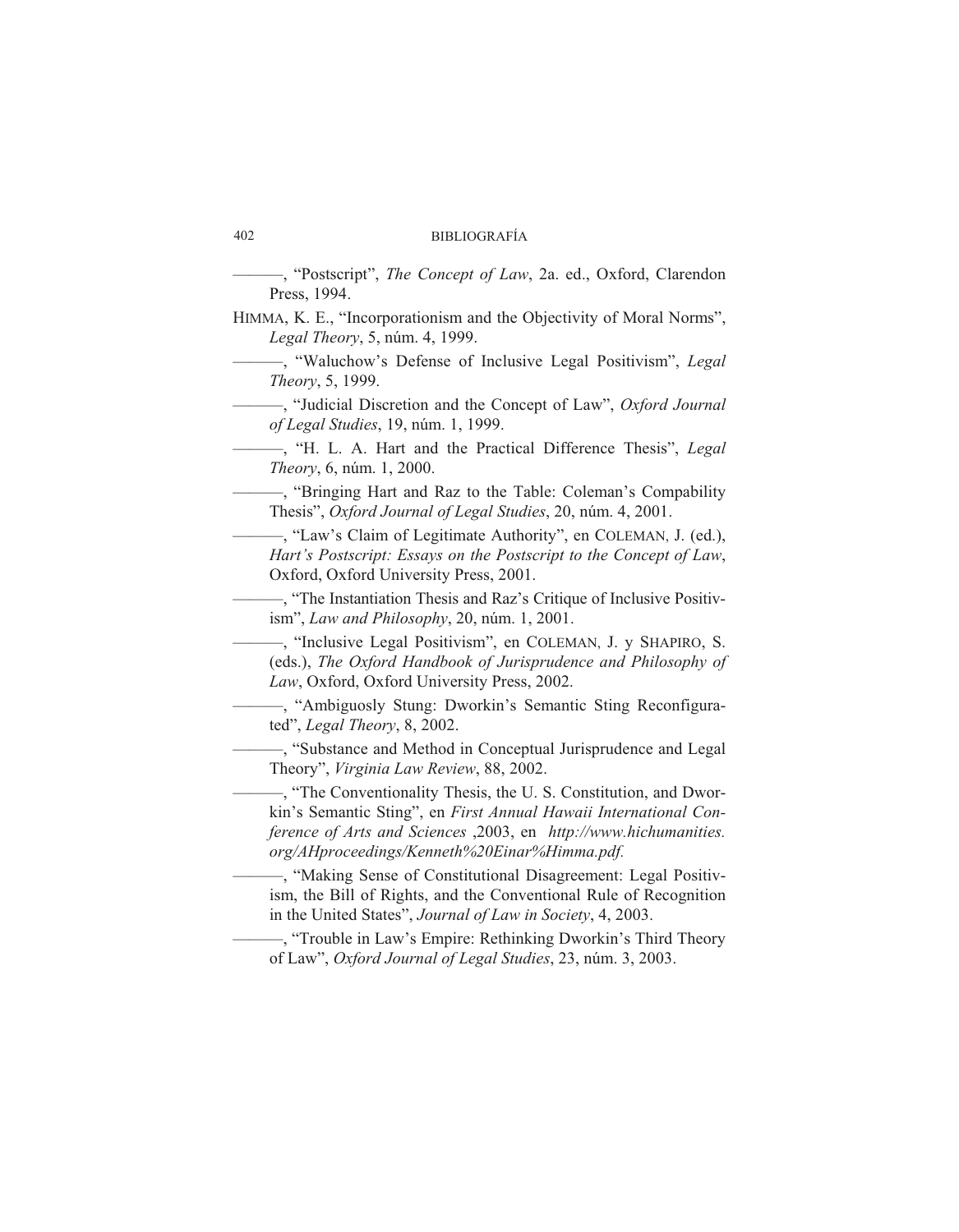———, "Postscript", *The Concept of Law*, 2a. ed., Oxford, Clarendon Press, 1994.

HIMMA, K. E., "Incorporationism and the Objectivity of Moral Norms", *Legal Theory*, 5, núm. 4, 1999.

———, "Waluchow's Defense of Inclusive Legal Positivism", *Legal Theory*, 5, 1999.

———, "Judicial Discretion and the Concept of Law", *Oxford Journal of Legal Studies*, 19, núm. 1, 1999.

———, "H. L. A. Hart and the Practical Difference Thesis", *Legal Theory*, 6, núm. 1, 2000.

———, "Bringing Hart and Raz to the Table: Coleman's Compability Thesis", *Oxford Journal of Legal Studies*, 20, núm. 4, 2001.

———, "Law's Claim of Legitimate Authority", en COLEMAN, J. (ed.), *Hart's Postscript: Essays on the Postscript to the Concept of Law*, Oxford, Oxford University Press, 2001.

———, "The Instantiation Thesis and Raz's Critique of Inclusive Positivism", *Law and Philosophy*, 20, núm. 1, 2001.

———, "Inclusive Legal Positivism", en COLEMAN, J. y SHAPIRO, S. (eds.), *The Oxford Handbook of Jurisprudence and Philosophy of Law*, Oxford, Oxford University Press, 2002.

———, "Ambiguosly Stung: Dworkin's Semantic Sting Reconfigurated", *Legal Theory*, 8, 2002.

———, "Substance and Method in Conceptual Jurisprudence and Legal Theory", *Virginia Law Review*, 88, 2002.

———, "The Conventionality Thesis, the U. S. Constitution, and Dworkin's Semantic Sting", en *First Annual Hawaii International Conference of Arts and Sciences* ,2003, en *http://www.hichumanities.org/AHproceedings/Kenneth%20Einar%Himma.pdf.*

———, "Making Sense of Constitutional Disagreement: Legal Positivism, the Bill of Rights, and the Conventional Rule of Recognition in the United States", *Journal of Law in Society*, 4, 2003.

———, "Trouble in Law's Empire: Rethinking Dworkin's Third Theory of Law", *Oxford Journal of Legal Studies*, 23, núm. 3, 2003.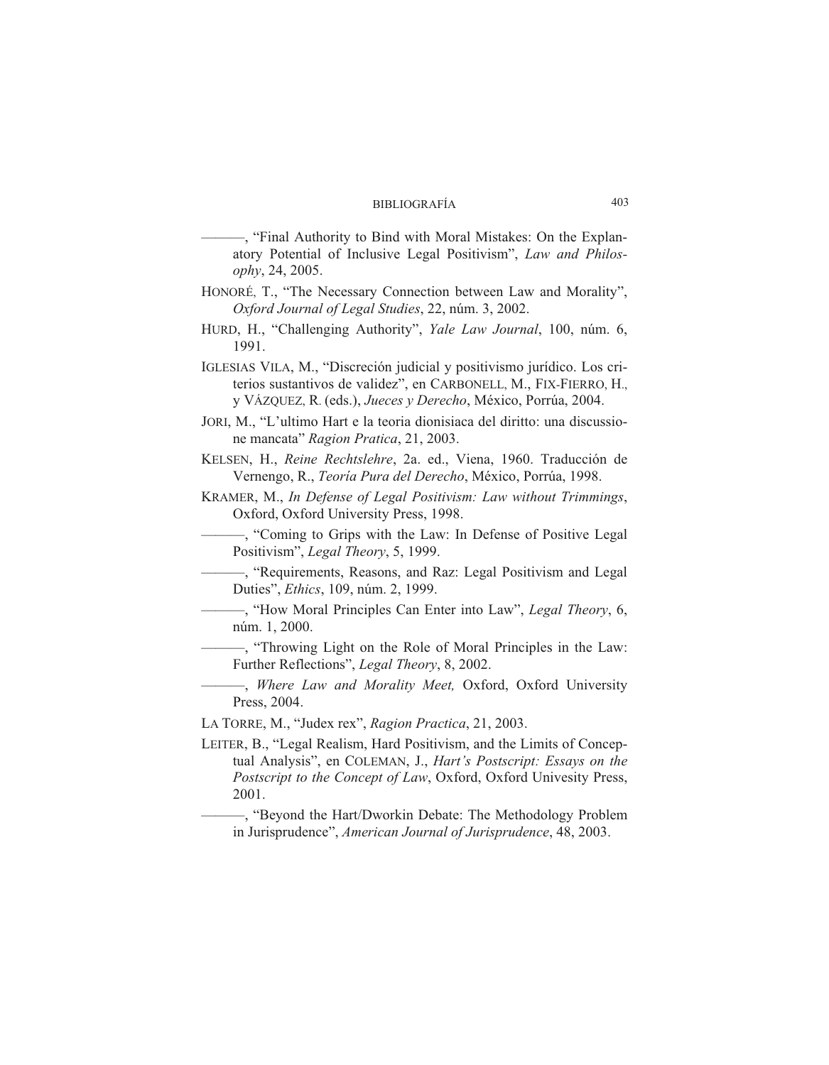———, "Final Authority to Bind with Moral Mistakes: On the Explanatory Potential of Inclusive Legal Positivism", *Law and Philosophy*, 24, 2005.

HONORÉ, T., "The Necessary Connection between Law and Morality", *Oxford Journal of Legal Studies*, 22, núm. 3, 2002.

HURD, H., "Challenging Authority", *Yale Law Journal*, 100, núm. 6, 1991.

IGLESIAS VILA, M., "Discreción judicial y positivismo jurídico. Los criterios sustantivos de validez", en CARBONELL, M., FIX-FIERRO, H., y VÁZQUEZ, R. (eds.), *Jueces y Derecho*, México, Porrúa, 2004.

JORI, M., "L'ultimo Hart e la teoria dionisiaca del diritto: una discussione mancata" *Ragion Pratica*, 21, 2003.

KELSEN, H., *Reine Rechtslehre*, 2a. ed., Viena, 1960. Traducción de Vernengo, R., *Teoría Pura del Derecho*, México, Porrúa, 1998.

KRAMER, M., *In Defense of Legal Positivism: Law without Trimmings*, Oxford, Oxford University Press, 1998.

———, "Coming to Grips with the Law: In Defense of Positive Legal Positivism", *Legal Theory*, 5, 1999.

———, "Requirements, Reasons, and Raz: Legal Positivism and Legal Duties", *Ethics*, 109, núm. 2, 1999.

———, "How Moral Principles Can Enter into Law", *Legal Theory*, 6, núm. 1, 2000.

———, "Throwing Light on the Role of Moral Principles in the Law: Further Reflections", *Legal Theory*, 8, 2002.

———, *Where Law and Morality Meet,* Oxford, Oxford University Press, 2004.

LA TORRE, M., "Judex rex", *Ragion Practica*, 21, 2003.

LEITER, B., "Legal Realism, Hard Positivism, and the Limits of Conceptual Analysis", en COLEMAN, J., *Hart's Postscript: Essays on the Postscript to the Concept of Law*, Oxford, Oxford Univesity Press, 2001.

———, "Beyond the Hart/Dworkin Debate: The Methodology Problem in Jurisprudence", *American Journal of Jurisprudence*, 48, 2003.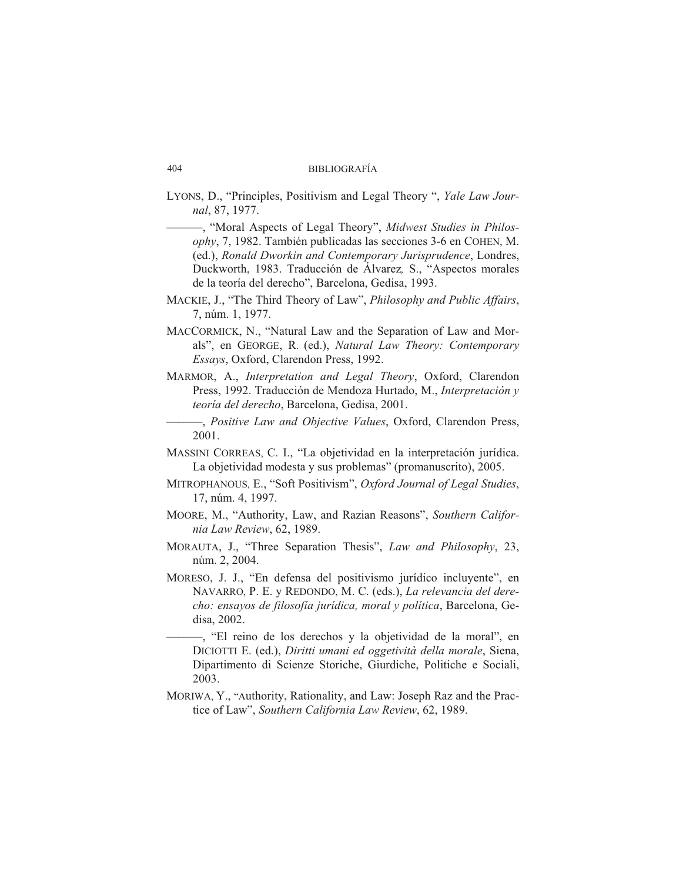LYONS, D., "Principles, Positivism and Legal Theory ", *Yale Law Journal*, 87, 1977.

———, "Moral Aspects of Legal Theory", *Midwest Studies in Philosophy*, 7, 1982. También publicadas las secciones 3-6 en COHEN, M. (ed.), *Ronald Dworkin and Contemporary Jurisprudence*, Londres, Duckworth, 1983. Traducción de Álvarez, S., "Aspectos morales de la teoría del derecho", Barcelona, Gedisa, 1993.

MACKIE, J., "The Third Theory of Law", *Philosophy and Public Affairs*, 7, núm. 1, 1977.

MACCORMICK, N., "Natural Law and the Separation of Law and Morals", en GEORGE, R. (ed.), *Natural Law Theory: Contemporary Essays*, Oxford, Clarendon Press, 1992.

MARMOR, A., *Interpretation and Legal Theory*, Oxford, Clarendon Press, 1992. Traducción de Mendoza Hurtado, M., *Interpretación y teoría del derecho*, Barcelona, Gedisa, 2001.

———, *Positive Law and Objective Values*, Oxford, Clarendon Press, 2001.

MASSINI CORREAS, C. I., "La objetividad en la interpretación jurídica. La objetividad modesta y sus problemas" (promanuscrito), 2005.

MITROPHANOUS, E., "Soft Positivism", *Oxford Journal of Legal Studies*, 17, núm. 4, 1997.

MOORE, M., "Authority, Law, and Razian Reasons", *Southern California Law Review*, 62, 1989.

MORAUTA, J., "Three Separation Thesis", *Law and Philosophy*, 23, núm. 2, 2004.

MORESO, J. J., "En defensa del positivismo jurídico incluyente", en NAVARRO, P. E. y REDONDO, M. C. (eds.), *La relevancia del derecho: ensayos de filosofía jurídica, moral y política*, Barcelona, Gedisa, 2002.

———, "El reino de los derechos y la objetividad de la moral", en DICIOTTI E. (ed.), *Diritti umani ed oggetività della morale*, Siena, Dipartimento di Scienze Storiche, Giurdiche, Politiche e Sociali, 2003.

MORIWA, Y., "Authority, Rationality, and Law: Joseph Raz and the Practice of Law", *Southern California Law Review*, 62, 1989.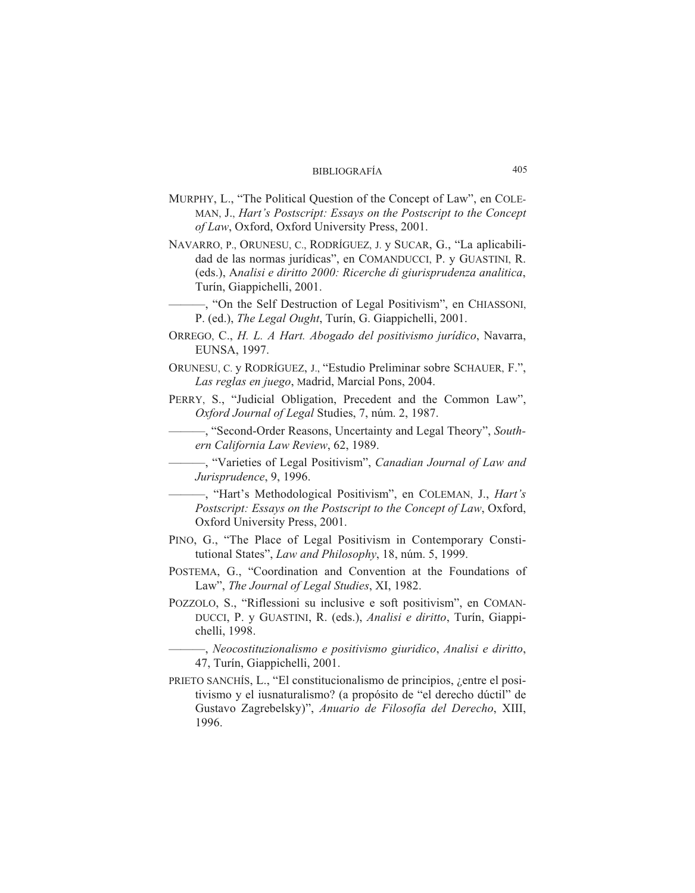MURPHY, L., "The Political Question of the Concept of Law", en COLEMAN, J., *Hart's Postscript: Essays on the Postscript to the Concept of Law*, Oxford, Oxford University Press, 2001.

NAVARRO, P., ORUNESU, C., RODRÍGUEZ, J. y SUCAR, G., "La aplicabilidad de las normas jurídicas", en COMANDUCCI, P. y GUASTINI, R. (eds.), A*nalisi e diritto 2000: Ricerche di giurisprudenza analitica*, Turín, Giappichelli, 2001.

———, "On the Self Destruction of Legal Positivism", en CHIASSONI, P. (ed.), *The Legal Ought*, Turín, G. Giappichelli, 2001.

ORREGO, C., *H. L. A Hart. Abogado del positivismo jurídico*, Navarra, EUNSA, 1997.

ORUNESU, C. y RODRÍGUEZ, J., "Estudio Preliminar sobre SCHAUER, F.", *Las reglas en juego*, Madrid, Marcial Pons, 2004.

PERRY, S., "Judicial Obligation, Precedent and the Common Law", *Oxford Journal of Legal* Studies, 7, núm. 2, 1987.

———, "Second-Order Reasons, Uncertainty and Legal Theory", *Southern California Law Review*, 62, 1989.

———, "Varieties of Legal Positivism", *Canadian Journal of Law and Jurisprudence*, 9, 1996.

———, "Hart's Methodological Positivism", en COLEMAN, J., *Hart's Postscript: Essays on the Postscript to the Concept of Law*, Oxford, Oxford University Press, 2001.

PINO, G., "The Place of Legal Positivism in Contemporary Constitutional States", *Law and Philosophy*, 18, núm. 5, 1999.

POSTEMA, G., "Coordination and Convention at the Foundations of Law", *The Journal of Legal Studies*, XI, 1982.

POZZOLO, S., "Riflessioni su inclusive e soft positivism", en COMANDUCCI, P. y GUASTINI, R. (eds.), *Analisi e diritto*, Turín, Giappichelli, 1998.

———, *Neocostituzionalismo e positivismo giuridico*, *Analisi e diritto*, 47, Turín, Giappichelli, 2001.

PRIETO SANCHÍS, L., "El constitucionalismo de principios, ¿entre el positivismo y el iusnaturalismo? (a propósito de "el derecho dúctil" de Gustavo Zagrebelsky)", *Anuario de Filosofía del Derecho*, XIII, 1996.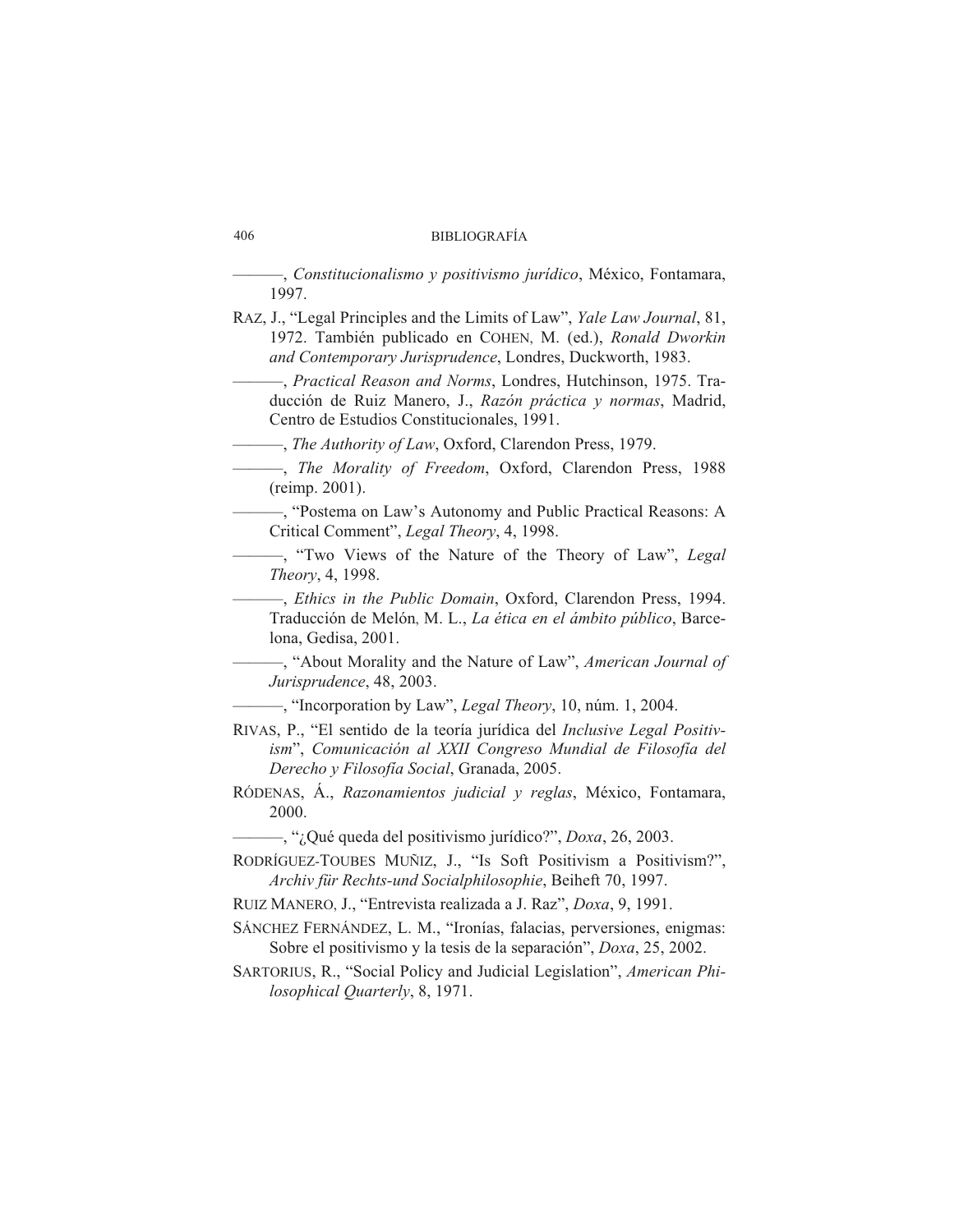———, *Constitucionalismo y positivismo jurídico*, México, Fontamara, 1997.

RAZ, J., "Legal Principles and the Limits of Law", *Yale Law Journal*, 81, 1972. También publicado en COHEN, M. (ed.), *Ronald Dworkin and Contemporary Jurisprudence*, Londres, Duckworth, 1983.

———, *Practical Reason and Norms*, Londres, Hutchinson, 1975. Traducción de Ruiz Manero, J., *Razón práctica y normas*, Madrid, Centro de Estudios Constitucionales, 1991.

———, *The Authority of Law*, Oxford, Clarendon Press, 1979.

———, *The Morality of Freedom*, Oxford, Clarendon Press, 1988 (reimp. 2001).

———, "Postema on Law's Autonomy and Public Practical Reasons: A Critical Comment", *Legal Theory*, 4, 1998.

———, "Two Views of the Nature of the Theory of Law", *Legal Theory*, 4, 1998.

———, *Ethics in the Public Domain*, Oxford, Clarendon Press, 1994. Traducción de Melón, M. L., *La ética en el ámbito público*, Barcelona, Gedisa, 2001.

———, "About Morality and the Nature of Law", *American Journal of Jurisprudence*, 48, 2003.

———, "Incorporation by Law", *Legal Theory*, 10, núm. 1, 2004.

RIVAS, P., "El sentido de la teoría jurídica del *Inclusive Legal Positivism*", *Comunicación al XXII Congreso Mundial de Filosofía del Derecho y Filosofía Social*, Granada, 2005.

RÓDENAS, Á., *Razonamientos judicial y reglas*, México, Fontamara, 2000.

———, "¿Qué queda del positivismo jurídico?", *Doxa*, 26, 2003.

RODRÍGUEZ-TOUBES MUÑIZ, J., "Is Soft Positivism a Positivism?", *Archiv für Rechts-und Socialphilosophie*, Beiheft 70, 1997.

RUIZ MANERO, J., "Entrevista realizada a J. Raz", *Doxa*, 9, 1991.

SÁNCHEZ FERNÁNDEZ, L. M., "Ironías, falacias, perversiones, enigmas: Sobre el positivismo y la tesis de la separación", *Doxa*, 25, 2002.

SARTORIUS, R., "Social Policy and Judicial Legislation", *American Philosophical Quarterly*, 8, 1971.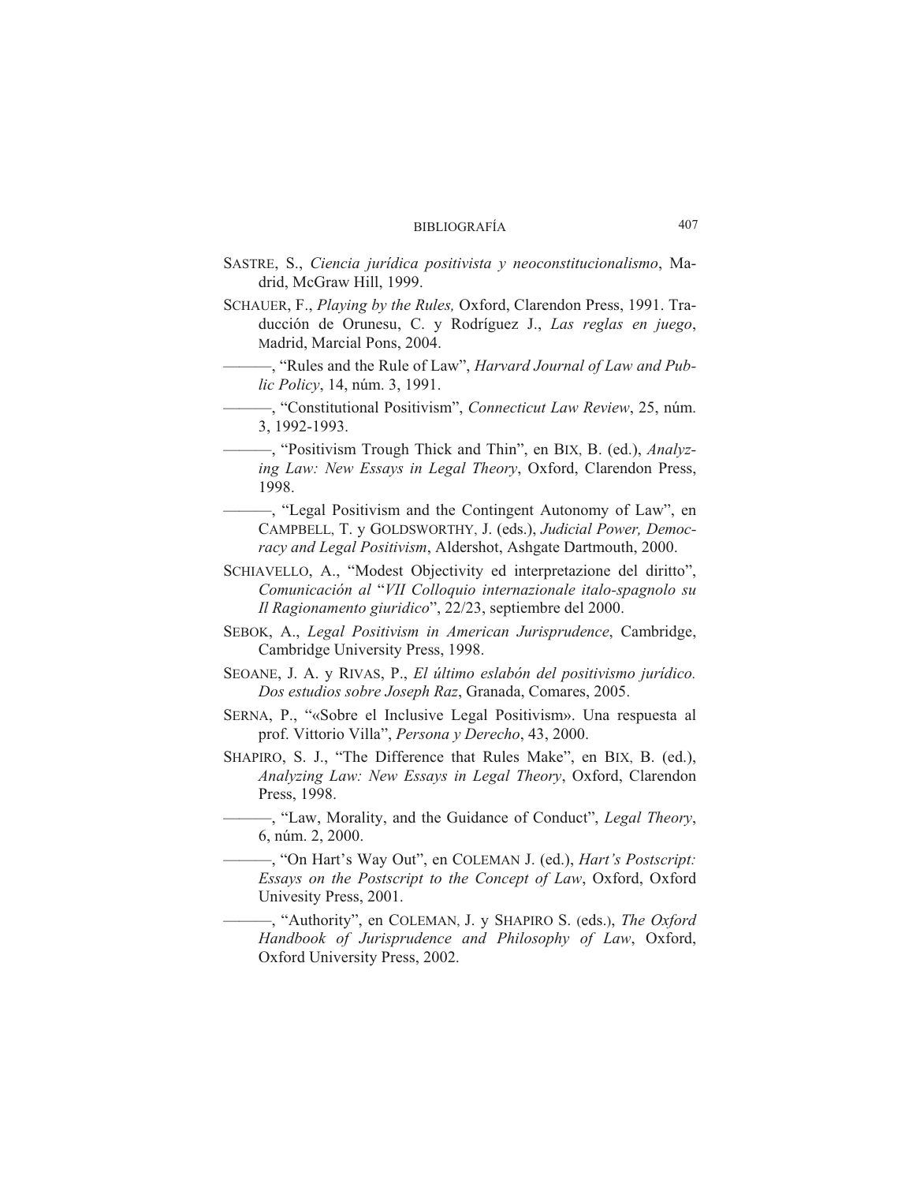SASTRE, S., *Ciencia jurídica positivista y neoconstitucionalismo*, Madrid, McGraw Hill, 1999.

SCHAUER, F., *Playing by the Rules,* Oxford, Clarendon Press, 1991. Traducción de Orunesu, C. y Rodríguez J., *Las reglas en juego*, Madrid, Marcial Pons, 2004.

———, "Rules and the Rule of Law", *Harvard Journal of Law and Public Policy*, 14, núm. 3, 1991.

———, "Constitutional Positivism", *Connecticut Law Review*, 25, núm. 3, 1992-1993.

———, "Positivism Trough Thick and Thin", en BIX, B. (ed.), *Analyzing Law: New Essays in Legal Theory*, Oxford, Clarendon Press, 1998.

———, "Legal Positivism and the Contingent Autonomy of Law", en CAMPBELL, T. y GOLDSWORTHY, J. (eds.), *Judicial Power, Democracy and Legal Positivism*, Aldershot, Ashgate Dartmouth, 2000.

SCHIAVELLO, A., "Modest Objectivity ed interpretazione del diritto", *Comunicación al* "*VII Colloquio internazionale italo-spagnolo su Il Ragionamento giuridico*", 22/23, septiembre del 2000.

SEBOK, A., *Legal Positivism in American Jurisprudence*, Cambridge, Cambridge University Press, 1998.

SEOANE, J. A. y RIVAS, P., *El último eslabón del positivismo jurídico. Dos estudios sobre Joseph Raz*, Granada, Comares, 2005.

SERNA, P., "«Sobre el Inclusive Legal Positivism». Una respuesta al prof. Vittorio Villa", *Persona y Derecho*, 43, 2000.

SHAPIRO, S. J., "The Difference that Rules Make", en BIX, B. (ed.), *Analyzing Law: New Essays in Legal Theory*, Oxford, Clarendon Press, 1998.

———, "Law, Morality, and the Guidance of Conduct", *Legal Theory*, 6, núm. 2, 2000.

———, "On Hart's Way Out", en COLEMAN J. (ed.), *Hart's Postscript: Essays on the Postscript to the Concept of Law*, Oxford, Oxford Univesity Press, 2001.

———, "Authority", en COLEMAN, J. y SHAPIRO S. (eds.), *The Oxford Handbook of Jurisprudence and Philosophy of Law*, Oxford, Oxford University Press, 2002.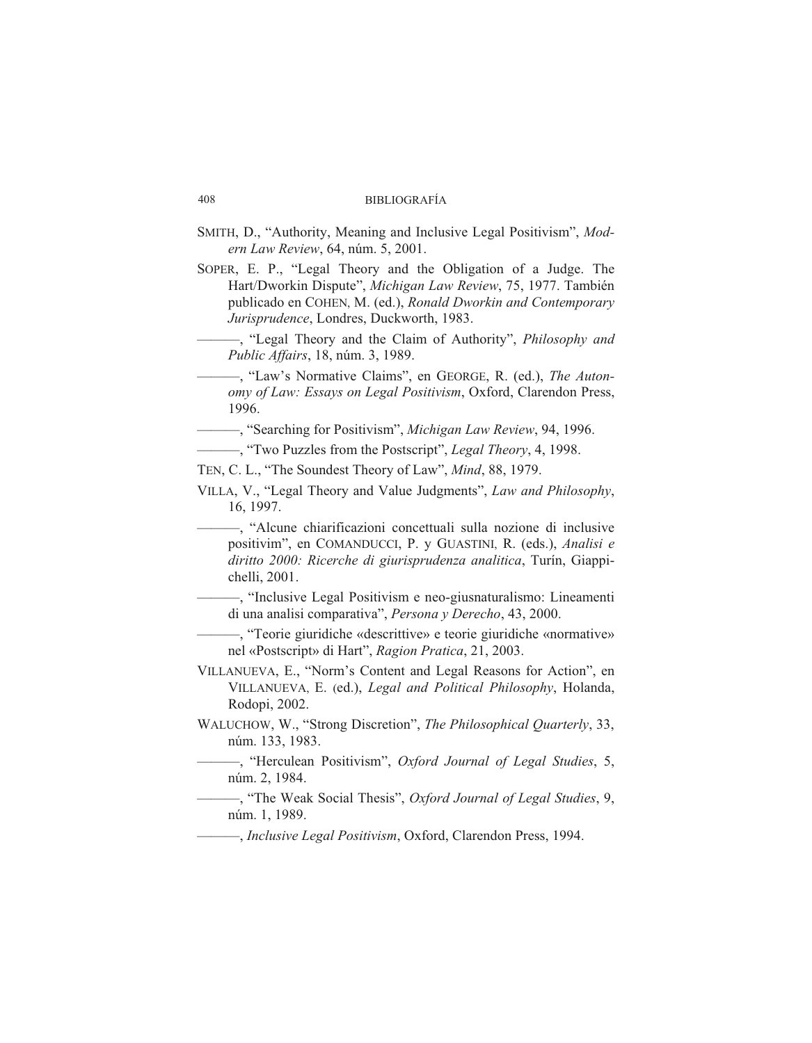SMITH, D., "Authority, Meaning and Inclusive Legal Positivism", *Modern Law Review*, 64, núm. 5, 2001.

SOPER, E. P., "Legal Theory and the Obligation of a Judge. The Hart/Dworkin Dispute", *Michigan Law Review*, 75, 1977. También publicado en COHEN, M. (ed.), *Ronald Dworkin and Contemporary Jurisprudence*, Londres, Duckworth, 1983.

———, "Legal Theory and the Claim of Authority", *Philosophy and Public Affairs*, 18, núm. 3, 1989.

———, "Law's Normative Claims", en GEORGE, R. (ed.), *The Autonomy of Law: Essays on Legal Positivism*, Oxford, Clarendon Press, 1996.

———, "Searching for Positivism", *Michigan Law Review*, 94, 1996.

———, "Two Puzzles from the Postscript", *Legal Theory*, 4, 1998.

TEN, C. L., "The Soundest Theory of Law", *Mind*, 88, 1979.

VILLA, V., "Legal Theory and Value Judgments", *Law and Philosophy*, 16, 1997.

———, "Alcune chiarificazioni concettuali sulla nozione di inclusive positivim", en COMANDUCCI, P. y GUASTINI, R. (eds.), *Analisi e diritto 2000: Ricerche di giurisprudenza analitica*, Turín, Giappichelli, 2001.

———, "Inclusive Legal Positivism e neo-giusnaturalismo: Lineamenti di una analisi comparativa", *Persona y Derecho*, 43, 2000.

———, "Teorie giuridiche «descrittive» e teorie giuridiche «normative» nel «Postscript» di Hart", *Ragion Pratica*, 21, 2003.

VILLANUEVA, E., "Norm's Content and Legal Reasons for Action", en VILLANUEVA, E. (ed.), *Legal and Political Philosophy*, Holanda, Rodopi, 2002.

WALUCHOW, W., "Strong Discretion", *The Philosophical Quarterly*, 33, núm. 133, 1983.

———, "Herculean Positivism", *Oxford Journal of Legal Studies*, 5, núm. 2, 1984.

———, "The Weak Social Thesis", *Oxford Journal of Legal Studies*, 9, núm. 1, 1989.

———, *Inclusive Legal Positivism*, Oxford, Clarendon Press, 1994.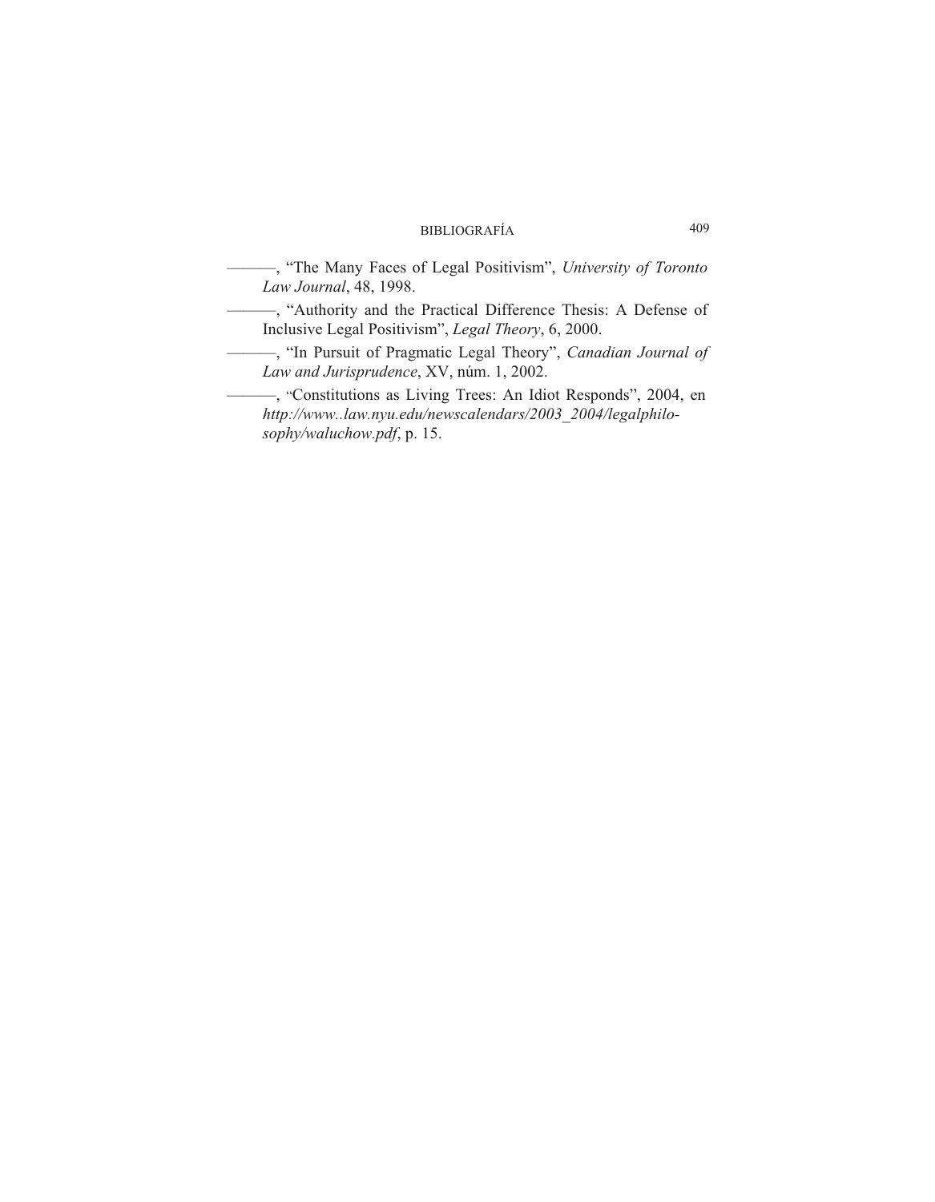———, "The Many Faces of Legal Positivism", *University of Toronto Law Journal*, 48, 1998.

———, "Authority and the Practical Difference Thesis: A Defense of Inclusive Legal Positivism", *Legal Theory*, 6, 2000.

———, "In Pursuit of Pragmatic Legal Theory", *Canadian Journal of Law and Jurisprudence*, XV, núm. 1, 2002.

———, "Constitutions as Living Trees: An Idiot Responds", 2004, en *http://www..law.nyu.edu/newscalendars/2003_2004/legalphilosophy/waluchow.pdf*, p. 15.